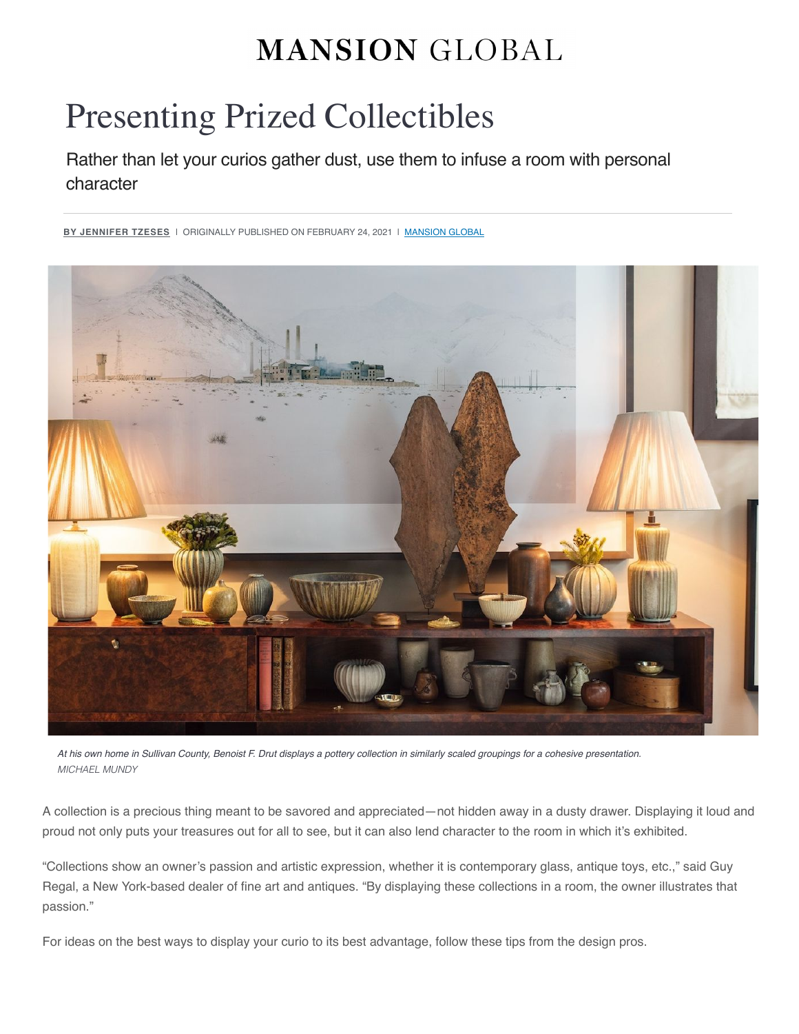MANSION GLOBAL

# Presenting Prized Collectibles

Rather than let your curios gather dust, use them to infuse a room with personal character

**BY JENNIFER TZESES** | ORIGINALLY PUBLISHED ON FEBRUARY 24, 2021 | MANSION GLOBAL

*At his own home in Sullivan County, Benoist F. Drut displays a pottery collection in similarly scaled groupings for a cohesive presentation.*
*MICHAEL MUNDY*

A collection is a precious thing meant to be savored and appreciated—not hidden away in a dusty drawer. Displaying it loud and proud not only puts your treasures out for all to see, but it can also lend character to the room in which it's exhibited.

"Collections show an owner's passion and artistic expression, whether it is contemporary glass, antique toys, etc.," said Guy Regal, a New York-based dealer of fine art and antiques. "By displaying these collections in a room, the owner illustrates that passion."

For ideas on the best ways to display your curio to its best advantage, follow these tips from the design pros.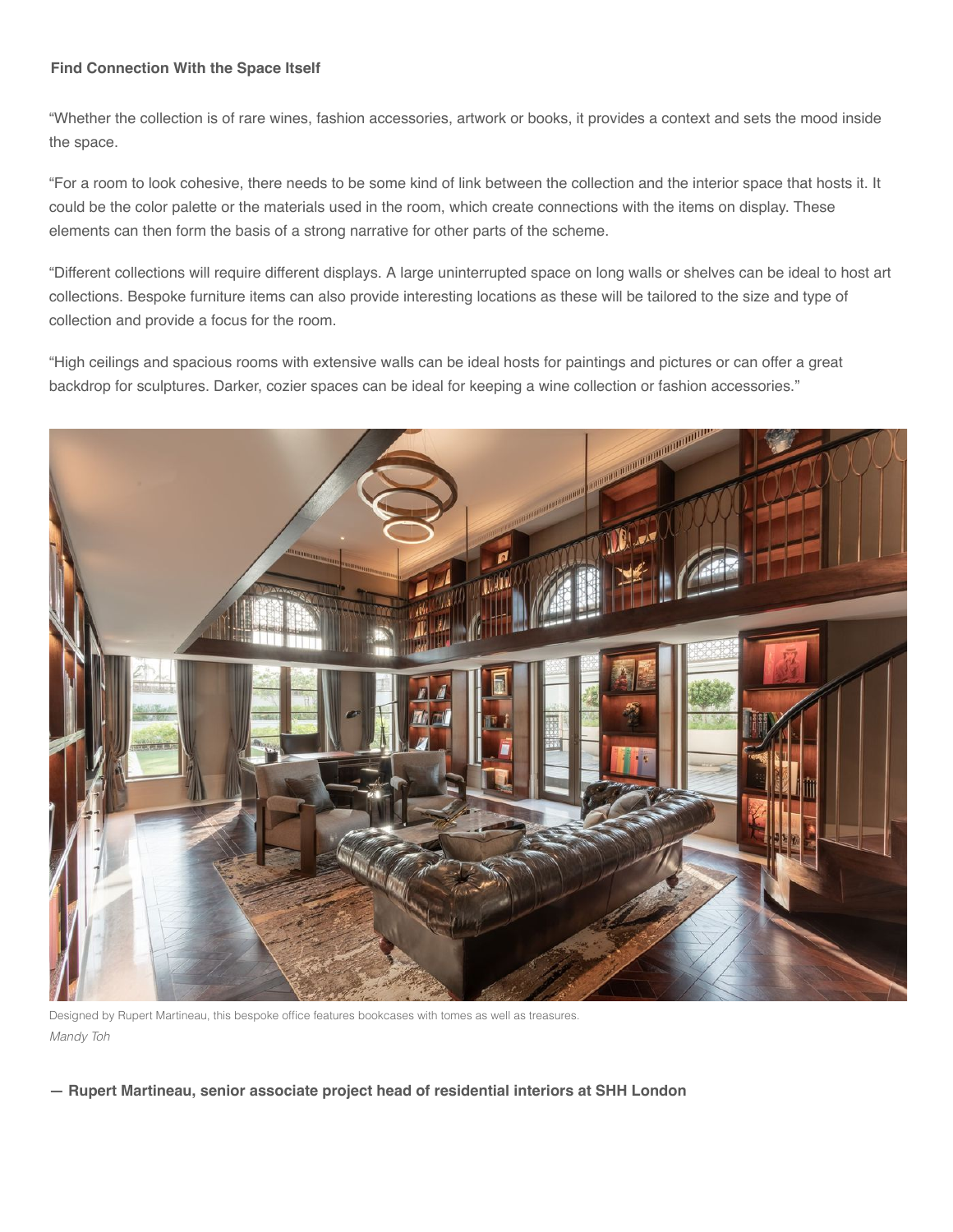**Find Connection With the Space Itself**

“Whether the collection is of rare wines, fashion accessories, artwork or books, it provides a context and sets the mood inside the space.

“For a room to look cohesive, there needs to be some kind of link between the collection and the interior space that hosts it. It could be the color palette or the materials used in the room, which create connections with the items on display. These elements can then form the basis of a strong narrative for other parts of the scheme.

“Different collections will require different displays. A large uninterrupted space on long walls or shelves can be ideal to host art collections. Bespoke furniture items can also provide interesting locations as these will be tailored to the size and type of collection and provide a focus for the room.

“High ceilings and spacious rooms with extensive walls can be ideal hosts for paintings and pictures or can offer a great backdrop for sculptures. Darker, cozier spaces can be ideal for keeping a wine collection or fashion accessories.”

Designed by Rupert Martineau, this bespoke office features bookcases with tomes as well as treasures.
*Mandy Toh*

**— Rupert Martineau, senior associate project head of residential interiors at SHH London**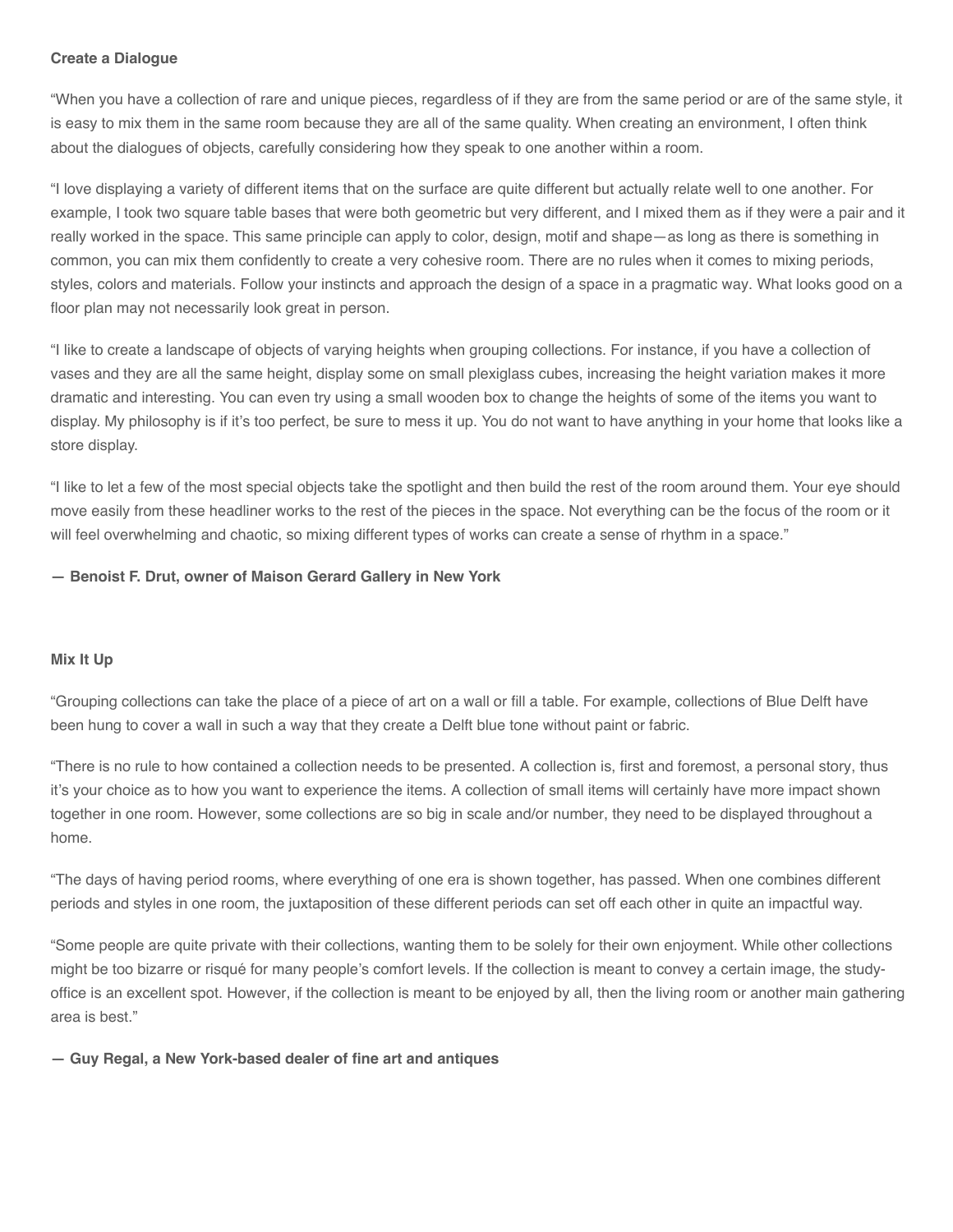**Create a Dialogue**

"When you have a collection of rare and unique pieces, regardless of if they are from the same period or are of the same style, it is easy to mix them in the same room because they are all of the same quality. When creating an environment, I often think about the dialogues of objects, carefully considering how they speak to one another within a room.

"I love displaying a variety of different items that on the surface are quite different but actually relate well to one another. For example, I took two square table bases that were both geometric but very different, and I mixed them as if they were a pair and it really worked in the space. This same principle can apply to color, design, motif and shape—as long as there is something in common, you can mix them confidently to create a very cohesive room. There are no rules when it comes to mixing periods, styles, colors and materials. Follow your instincts and approach the design of a space in a pragmatic way. What looks good on a floor plan may not necessarily look great in person.

"I like to create a landscape of objects of varying heights when grouping collections. For instance, if you have a collection of vases and they are all the same height, display some on small plexiglass cubes, increasing the height variation makes it more dramatic and interesting. You can even try using a small wooden box to change the heights of some of the items you want to display. My philosophy is if it's too perfect, be sure to mess it up. You do not want to have anything in your home that looks like a store display.

"I like to let a few of the most special objects take the spotlight and then build the rest of the room around them. Your eye should move easily from these headliner works to the rest of the pieces in the space. Not everything can be the focus of the room or it will feel overwhelming and chaotic, so mixing different types of works can create a sense of rhythm in a space."

**— Benoist F. Drut, owner of Maison Gerard Gallery in New York**

**Mix It Up**

"Grouping collections can take the place of a piece of art on a wall or fill a table. For example, collections of Blue Delft have been hung to cover a wall in such a way that they create a Delft blue tone without paint or fabric.

"There is no rule to how contained a collection needs to be presented. A collection is, first and foremost, a personal story, thus it's your choice as to how you want to experience the items. A collection of small items will certainly have more impact shown together in one room. However, some collections are so big in scale and/or number, they need to be displayed throughout a home.

"The days of having period rooms, where everything of one era is shown together, has passed. When one combines different periods and styles in one room, the juxtaposition of these different periods can set off each other in quite an impactful way.

"Some people are quite private with their collections, wanting them to be solely for their own enjoyment. While other collections might be too bizarre or risqué for many people's comfort levels. If the collection is meant to convey a certain image, the study-office is an excellent spot. However, if the collection is meant to be enjoyed by all, then the living room or another main gathering area is best."

**— Guy Regal, a New York-based dealer of fine art and antiques**